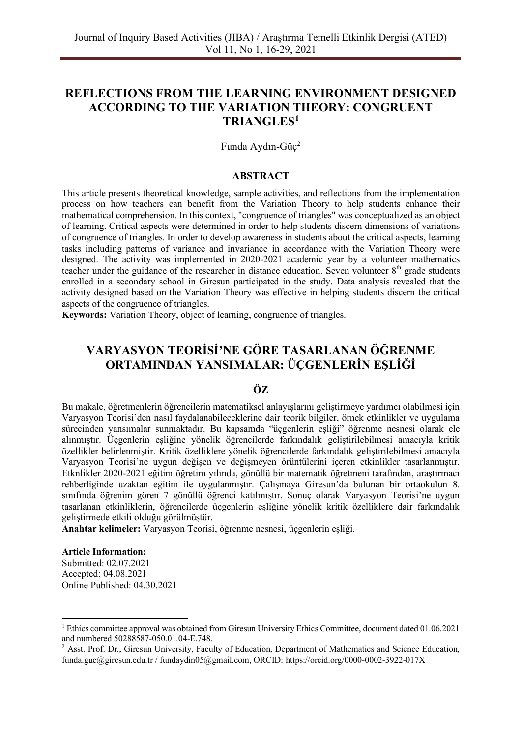# REFLECTIONS FROM THE LEARNING ENVIRONMENT DESIGNED ACCORDING TO THE VARIATION THEORY: CONGRUENT TRIANGLES[1]

Funda Aydın-Güç[2]

## ABSTRACT

This article presents theoretical knowledge, sample activities, and reflections from the implementation process on how teachers can benefit from the Variation Theory to help students enhance their mathematical comprehension. In this context, "congruence of triangles" was conceptualized as an object of learning. Critical aspects were determined in order to help students discern dimensions of variations of congruence of triangles. In order to develop awareness in students about the critical aspects, learning tasks including patterns of variance and invariance in accordance with the Variation Theory were designed. The activity was implemented in 2020-2021 academic year by a volunteer mathematics teacher under the guidance of the researcher in distance education. Seven volunteer 8$^{th}$ grade students enrolled in a secondary school in Giresun participated in the study. Data analysis revealed that the activity designed based on the Variation Theory was effective in helping students discern the critical aspects of the congruence of triangles.

**Keywords:** Variation Theory, object of learning, congruence of triangles.

# VARYASYON TEORİSİ'NE GÖRE TASARLANAN ÖĞRENME ORTAMINDAN YANSIMALAR: ÜÇGENLERİN EŞLİĞİ

## ÖZ

Bu makale, öğretmenlerin öğrencilerin matematiksel anlayışlarını geliştirmeye yardımcı olabilmesi için Varyasyon Teorisi'den nasıl faydalanabileceklerine dair teorik bilgiler, örnek etkinlikler ve uygulama sürecinden yansımalar sunmaktadır. Bu kapsamda "üçgenlerin eşliği" öğrenme nesnesi olarak ele alınmıştır. Üçgenlerin eşliğine yönelik öğrencilerde farkındalık geliştirilebilmesi amacıyla kritik özellikler belirlenmiştir. Kritik özelliklere yönelik öğrencilerde farkındalık geliştirilebilmesi amacıyla Varyasyon Teorisi'ne uygun değişen ve değişmeyen örüntülerini içeren etkinlikler tasarlanmıştır. Etknlikler 2020-2021 eğitim öğretim yılında, gönüllü bir matematik öğretmeni tarafından, araştırmacı rehberliğinde uzaktan eğitim ile uygulanmıştır. Çalışmaya Giresun'da bulunan bir ortaokulun 8. sınıfında öğrenim gören 7 gönüllü öğrenci katılmıştır. Sonuç olarak Varyasyon Teorisi'ne uygun tasarlanan etkinliklerin, öğrencilerde üçgenlerin eşliğine yönelik kritik özelliklere dair farkındalık geliştirmede etkili olduğu görülmüştür.

**Anahtar kelimeler:** Varyasyon Teorisi, öğrenme nesnesi, üçgenlerin eşliği.

**Article Information:**
Submitted: 02.07.2021
Accepted: 04.08.2021
Online Published: 04.30.2021

---

[1] Ethics committee approval was obtained from Giresun University Ethics Committee, document dated 01.06.2021 and numbered 50288587-050.01.04-E.748.

[2] Asst. Prof. Dr., Giresun University, Faculty of Education, Department of Mathematics and Science Education, funda.guc@giresun.edu.tr / fundaydin05@gmail.com, ORCID: https://orcid.org/0000-0002-3922-017X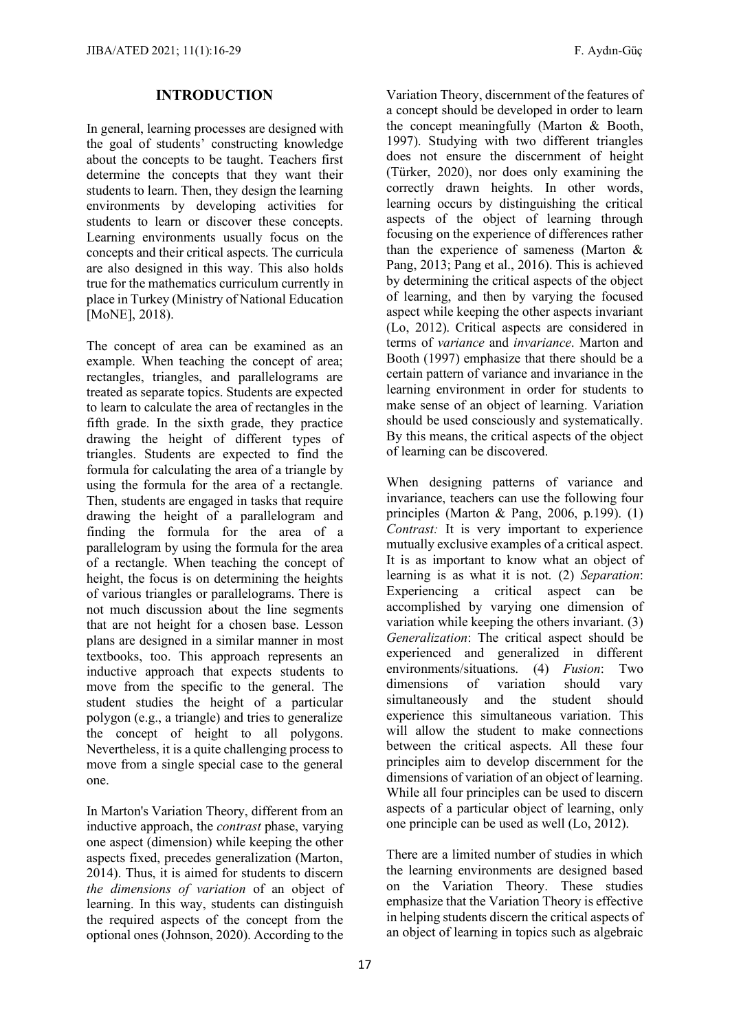## INTRODUCTION

In general, learning processes are designed with the goal of students' constructing knowledge about the concepts to be taught. Teachers first determine the concepts that they want their students to learn. Then, they design the learning environments by developing activities for students to learn or discover these concepts. Learning environments usually focus on the concepts and their critical aspects. The curricula are also designed in this way. This also holds true for the mathematics curriculum currently in place in Turkey (Ministry of National Education [MoNE], 2018).

The concept of area can be examined as an example. When teaching the concept of area; rectangles, triangles, and parallelograms are treated as separate topics. Students are expected to learn to calculate the area of rectangles in the fifth grade. In the sixth grade, they practice drawing the height of different types of triangles. Students are expected to find the formula for calculating the area of a triangle by using the formula for the area of a rectangle. Then, students are engaged in tasks that require drawing the height of a parallelogram and finding the formula for the area of a parallelogram by using the formula for the area of a rectangle. When teaching the concept of height, the focus is on determining the heights of various triangles or parallelograms. There is not much discussion about the line segments that are not height for a chosen base. Lesson plans are designed in a similar manner in most textbooks, too. This approach represents an inductive approach that expects students to move from the specific to the general. The student studies the height of a particular polygon (e.g., a triangle) and tries to generalize the concept of height to all polygons. Nevertheless, it is a quite challenging process to move from a single special case to the general one.

In Marton's Variation Theory, different from an inductive approach, the *contrast* phase, varying one aspect (dimension) while keeping the other aspects fixed, precedes generalization (Marton, 2014). Thus, it is aimed for students to discern *the dimensions of variation* of an object of learning. In this way, students can distinguish the required aspects of the concept from the optional ones (Johnson, 2020). According to the Variation Theory, discernment of the features of a concept should be developed in order to learn the concept meaningfully (Marton & Booth, 1997). Studying with two different triangles does not ensure the discernment of height (Türker, 2020), nor does only examining the correctly drawn heights. In other words, learning occurs by distinguishing the critical aspects of the object of learning through focusing on the experience of differences rather than the experience of sameness (Marton & Pang, 2013; Pang et al., 2016). This is achieved by determining the critical aspects of the object of learning, and then by varying the focused aspect while keeping the other aspects invariant (Lo, 2012). Critical aspects are considered in terms of *variance* and *invariance*. Marton and Booth (1997) emphasize that there should be a certain pattern of variance and invariance in the learning environment in order for students to make sense of an object of learning. Variation should be used consciously and systematically. By this means, the critical aspects of the object of learning can be discovered.

When designing patterns of variance and invariance, teachers can use the following four principles (Marton & Pang, 2006, p.199). (1) *Contrast:* It is very important to experience mutually exclusive examples of a critical aspect. It is as important to know what an object of learning is as what it is not. (2) *Separation*: Experiencing a critical aspect can be accomplished by varying one dimension of variation while keeping the others invariant. (3) *Generalization*: The critical aspect should be experienced and generalized in different environments/situations. (4) *Fusion*: Two dimensions of variation should vary simultaneously and the student should experience this simultaneous variation. This will allow the student to make connections between the critical aspects. All these four principles aim to develop discernment for the dimensions of variation of an object of learning. While all four principles can be used to discern aspects of a particular object of learning, only one principle can be used as well (Lo, 2012).

There are a limited number of studies in which the learning environments are designed based on the Variation Theory. These studies emphasize that the Variation Theory is effective in helping students discern the critical aspects of an object of learning in topics such as algebraic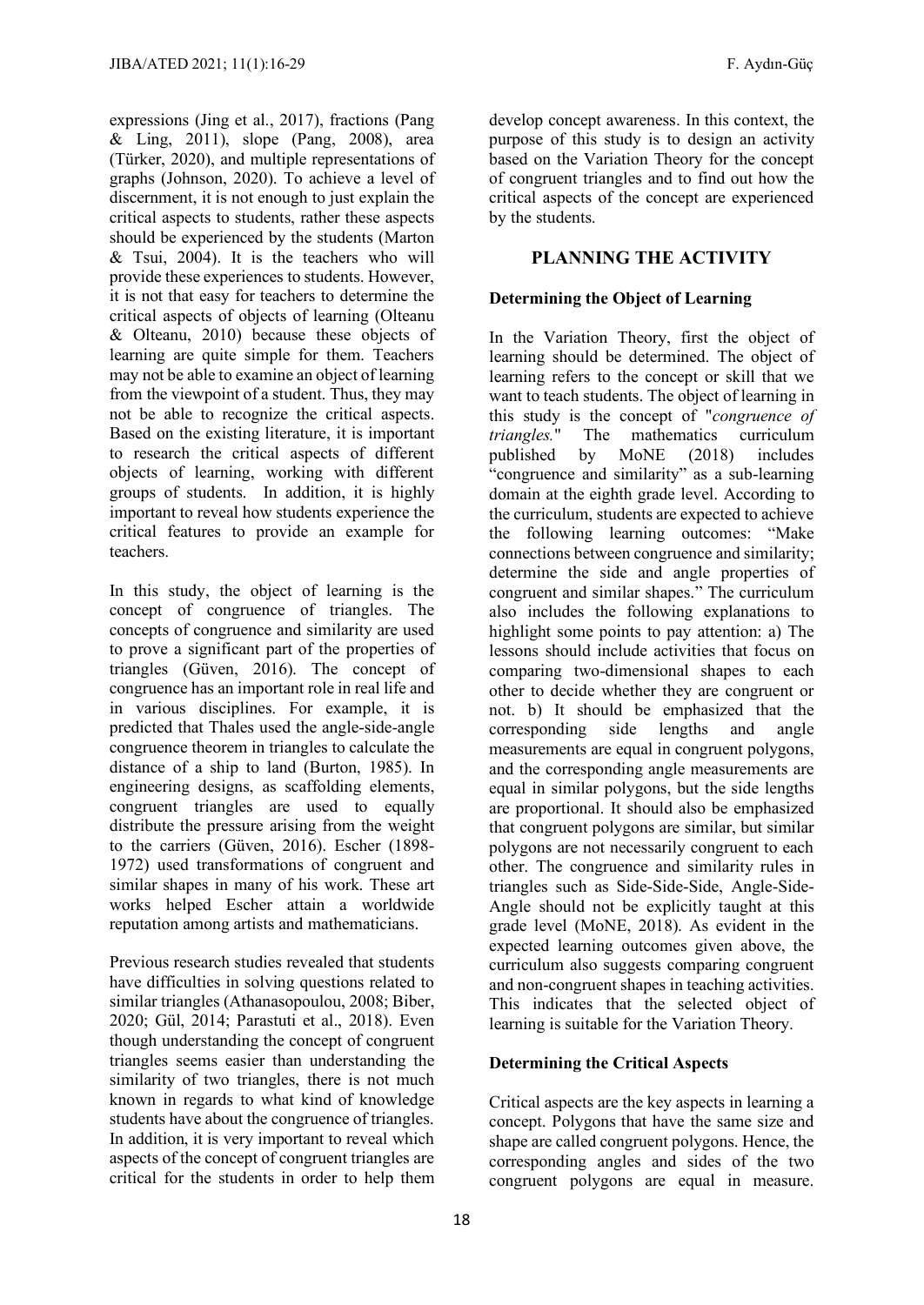expressions (Jing et al., 2017), fractions (Pang & Ling, 2011), slope (Pang, 2008), area (Türker, 2020), and multiple representations of graphs (Johnson, 2020). To achieve a level of discernment, it is not enough to just explain the critical aspects to students, rather these aspects should be experienced by the students (Marton & Tsui, 2004). It is the teachers who will provide these experiences to students. However, it is not that easy for teachers to determine the critical aspects of objects of learning (Olteanu & Olteanu, 2010) because these objects of learning are quite simple for them. Teachers may not be able to examine an object of learning from the viewpoint of a student. Thus, they may not be able to recognize the critical aspects. Based on the existing literature, it is important to research the critical aspects of different objects of learning, working with different groups of students. In addition, it is highly important to reveal how students experience the critical features to provide an example for teachers.

In this study, the object of learning is the concept of congruence of triangles. The concepts of congruence and similarity are used to prove a significant part of the properties of triangles (Güven, 2016). The concept of congruence has an important role in real life and in various disciplines. For example, it is predicted that Thales used the angle-side-angle congruence theorem in triangles to calculate the distance of a ship to land (Burton, 1985). In engineering designs, as scaffolding elements, congruent triangles are used to equally distribute the pressure arising from the weight to the carriers (Güven, 2016). Escher (1898-1972) used transformations of congruent and similar shapes in many of his work. These art works helped Escher attain a worldwide reputation among artists and mathematicians.

Previous research studies revealed that students have difficulties in solving questions related to similar triangles (Athanasopoulou, 2008; Biber, 2020; Gül, 2014; Parastuti et al., 2018). Even though understanding the concept of congruent triangles seems easier than understanding the similarity of two triangles, there is not much known in regards to what kind of knowledge students have about the congruence of triangles. In addition, it is very important to reveal which aspects of the concept of congruent triangles are critical for the students in order to help them develop concept awareness. In this context, the purpose of this study is to design an activity based on the Variation Theory for the concept of congruent triangles and to find out how the critical aspects of the concept are experienced by the students.

## PLANNING THE ACTIVITY

### Determining the Object of Learning

In the Variation Theory, first the object of learning should be determined. The object of learning refers to the concept or skill that we want to teach students. The object of learning in this study is the concept of "*congruence of triangles.*" The mathematics curriculum published by MoNE (2018) includes "congruence and similarity" as a sub-learning domain at the eighth grade level. According to the curriculum, students are expected to achieve the following learning outcomes: "Make connections between congruence and similarity; determine the side and angle properties of congruent and similar shapes." The curriculum also includes the following explanations to highlight some points to pay attention: a) The lessons should include activities that focus on comparing two-dimensional shapes to each other to decide whether they are congruent or not. b) It should be emphasized that the corresponding side lengths and angle measurements are equal in congruent polygons, and the corresponding angle measurements are equal in similar polygons, but the side lengths are proportional. It should also be emphasized that congruent polygons are similar, but similar polygons are not necessarily congruent to each other. The congruence and similarity rules in triangles such as Side-Side-Side, Angle-Side-Angle should not be explicitly taught at this grade level (MoNE, 2018). As evident in the expected learning outcomes given above, the curriculum also suggests comparing congruent and non-congruent shapes in teaching activities. This indicates that the selected object of learning is suitable for the Variation Theory.

### Determining the Critical Aspects

Critical aspects are the key aspects in learning a concept. Polygons that have the same size and shape are called congruent polygons. Hence, the corresponding angles and sides of the two congruent polygons are equal in measure.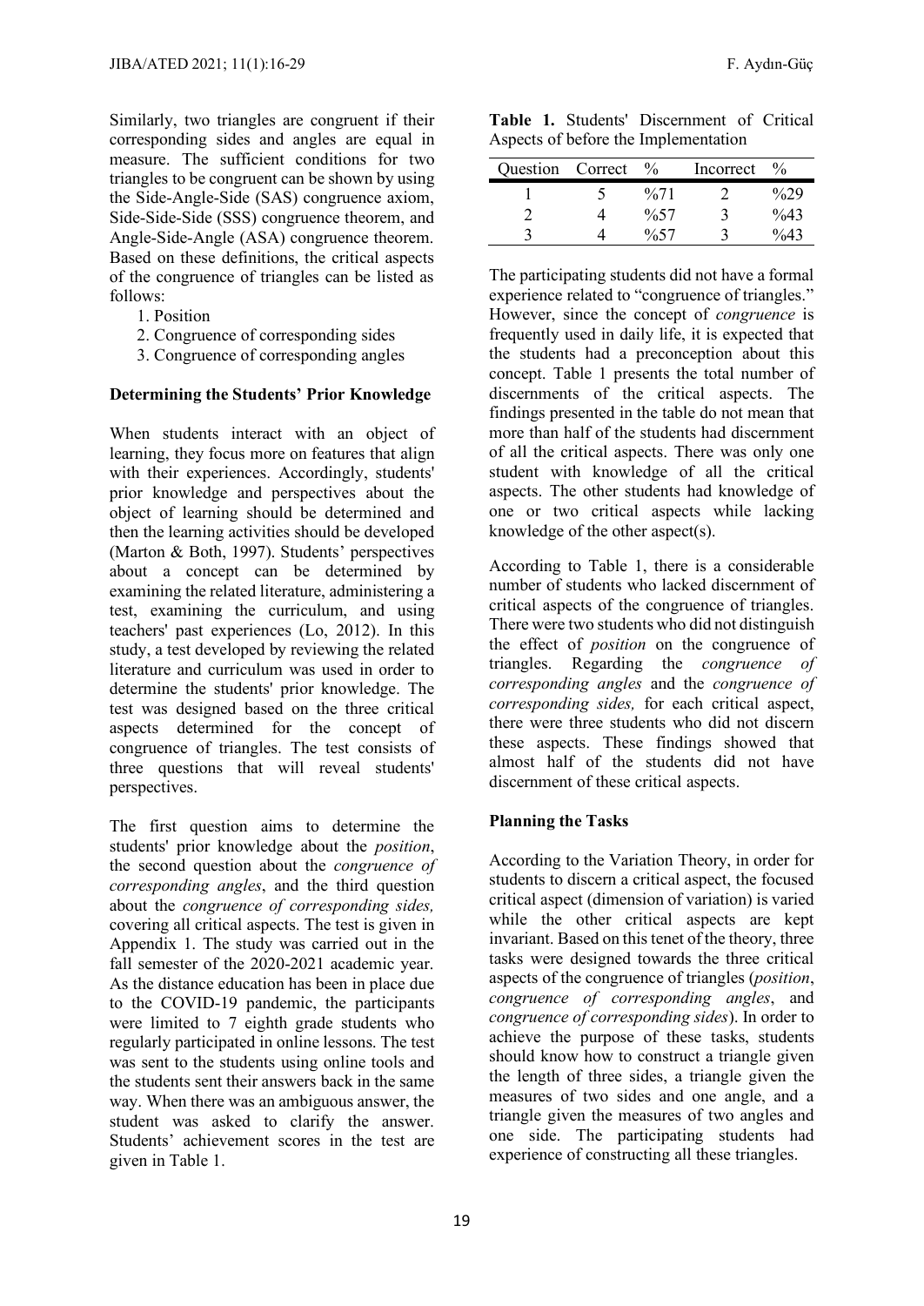Similarly, two triangles are congruent if their corresponding sides and angles are equal in measure. The sufficient conditions for two triangles to be congruent can be shown by using the Side-Angle-Side (SAS) congruence axiom, Side-Side-Side (SSS) congruence theorem, and Angle-Side-Angle (ASA) congruence theorem. Based on these definitions, the critical aspects of the congruence of triangles can be listed as follows:

1. Position
2. Congruence of corresponding sides
3. Congruence of corresponding angles

**Determining the Students' Prior Knowledge**

When students interact with an object of learning, they focus more on features that align with their experiences. Accordingly, students' prior knowledge and perspectives about the object of learning should be determined and then the learning activities should be developed (Marton & Both, 1997). Students' perspectives about a concept can be determined by examining the related literature, administering a test, examining the curriculum, and using teachers' past experiences (Lo, 2012). In this study, a test developed by reviewing the related literature and curriculum was used in order to determine the students' prior knowledge. The test was designed based on the three critical aspects determined for the concept of congruence of triangles. The test consists of three questions that will reveal students' perspectives.

The first question aims to determine the students' prior knowledge about the *position*, the second question about the *congruence of corresponding angles*, and the third question about the *congruence of corresponding sides,* covering all critical aspects. The test is given in Appendix 1. The study was carried out in the fall semester of the 2020-2021 academic year. As the distance education has been in place due to the COVID-19 pandemic, the participants were limited to 7 eighth grade students who regularly participated in online lessons. The test was sent to the students using online tools and the students sent their answers back in the same way. When there was an ambiguous answer, the student was asked to clarify the answer. Students' achievement scores in the test are given in Table 1.

**Table 1.** Students' Discernment of Critical Aspects of before the Implementation

| Question | Correct | % | Incorrect | % |
|---|---|---|---|---|
| 1 | 5 | %71 | 2 | %29 |
| 2 | 4 | %57 | 3 | %43 |
| 3 | 4 | %57 | 3 | %43 |

The participating students did not have a formal experience related to "congruence of triangles." However, since the concept of *congruence* is frequently used in daily life, it is expected that the students had a preconception about this concept. Table 1 presents the total number of discernments of the critical aspects. The findings presented in the table do not mean that more than half of the students had discernment of all the critical aspects. There was only one student with knowledge of all the critical aspects. The other students had knowledge of one or two critical aspects while lacking knowledge of the other aspect(s).

According to Table 1, there is a considerable number of students who lacked discernment of critical aspects of the congruence of triangles. There were two students who did not distinguish the effect of *position* on the congruence of triangles. Regarding the *congruence of corresponding angles* and the *congruence of corresponding sides,* for each critical aspect, there were three students who did not discern these aspects. These findings showed that almost half of the students did not have discernment of these critical aspects.

**Planning the Tasks**

According to the Variation Theory, in order for students to discern a critical aspect, the focused critical aspect (dimension of variation) is varied while the other critical aspects are kept invariant. Based on this tenet of the theory, three tasks were designed towards the three critical aspects of the congruence of triangles (*position*, *congruence of corresponding angles*, and *congruence of corresponding sides*). In order to achieve the purpose of these tasks, students should know how to construct a triangle given the length of three sides, a triangle given the measures of two sides and one angle, and a triangle given the measures of two angles and one side. The participating students had experience of constructing all these triangles.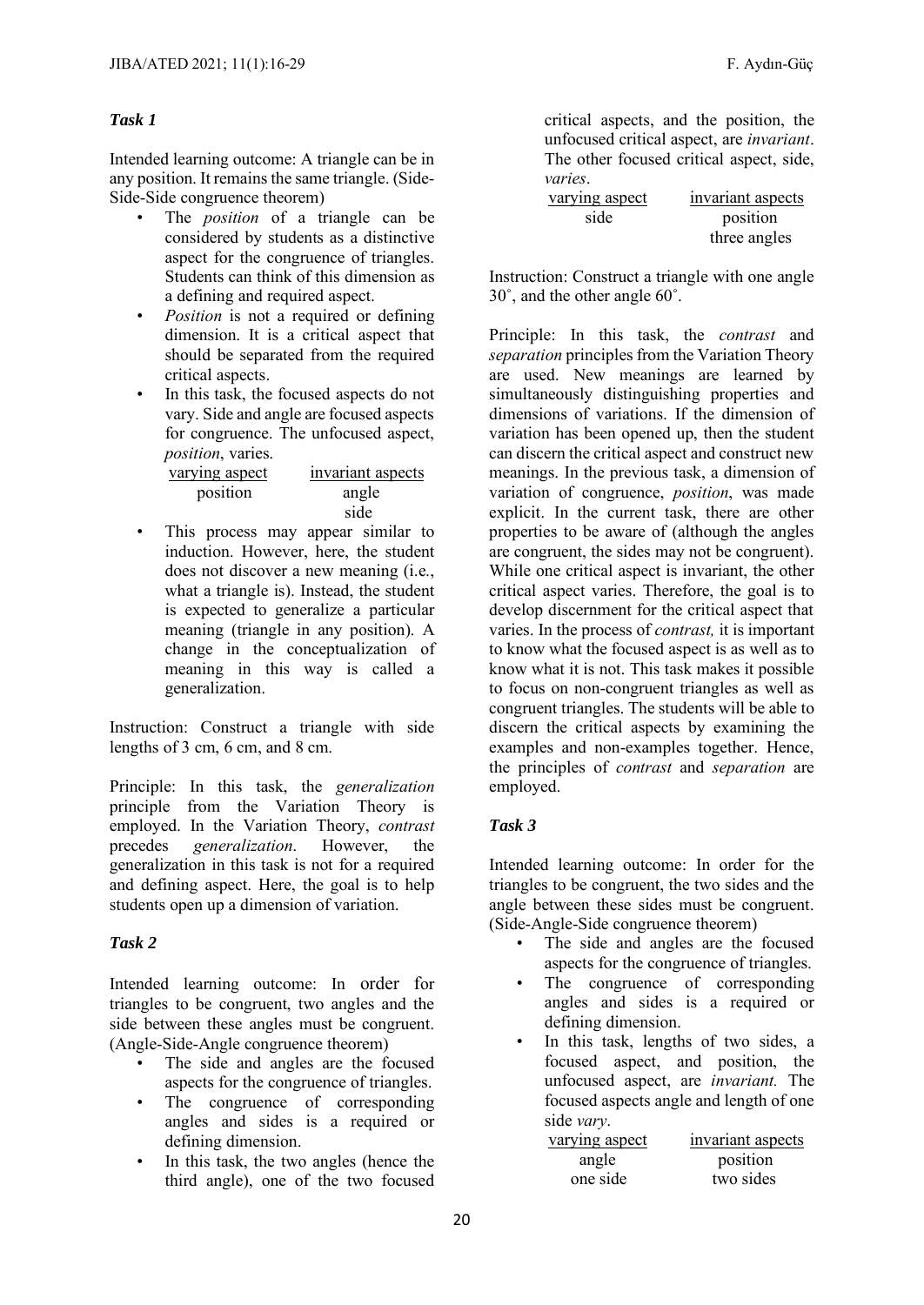### *Task 1*

Intended learning outcome: A triangle can be in any position. It remains the same triangle. (Side-Side-Side congruence theorem)

- The *position* of a triangle can be considered by students as a distinctive aspect for the congruence of triangles. Students can think of this dimension as a defining and required aspect.
- *Position* is not a required or defining dimension. It is a critical aspect that should be separated from the required critical aspects.
- In this task, the focused aspects do not vary. Side and angle are focused aspects for congruence. The unfocused aspect, *position*, varies.

| varying aspect | invariant aspects |
|---|---|
| position | angle |
| | side |

- This process may appear similar to induction. However, here, the student does not discover a new meaning (i.e., what a triangle is). Instead, the student is expected to generalize a particular meaning (triangle in any position). A change in the conceptualization of meaning in this way is called a generalization.

Instruction: Construct a triangle with side lengths of 3 cm, 6 cm, and 8 cm.

Principle: In this task, the *generalization* principle from the Variation Theory is employed. In the Variation Theory, *contrast* precedes *generalization*. However, the generalization in this task is not for a required and defining aspect. Here, the goal is to help students open up a dimension of variation.

### *Task 2*

Intended learning outcome: In order for triangles to be congruent, two angles and the side between these angles must be congruent. (Angle-Side-Angle congruence theorem)

- The side and angles are the focused aspects for the congruence of triangles.
- The congruence of corresponding angles and sides is a required or defining dimension.
- In this task, the two angles (hence the third angle), one of the two focused critical aspects, and the position, the unfocused critical aspect, are *invariant*. The other focused critical aspect, side, *varies*.

| varying aspect | invariant aspects |
|---|---|
| side | position |
| | three angles |

Instruction: Construct a triangle with one angle 30˚, and the other angle 60˚.

Principle: In this task, the *contrast* and *separation* principles from the Variation Theory are used. New meanings are learned by simultaneously distinguishing properties and dimensions of variations. If the dimension of variation has been opened up, then the student can discern the critical aspect and construct new meanings. In the previous task, a dimension of variation of congruence, *position*, was made explicit. In the current task, there are other properties to be aware of (although the angles are congruent, the sides may not be congruent). While one critical aspect is invariant, the other critical aspect varies. Therefore, the goal is to develop discernment for the critical aspect that varies. In the process of *contrast,* it is important to know what the focused aspect is as well as to know what it is not. This task makes it possible to focus on non-congruent triangles as well as congruent triangles. The students will be able to discern the critical aspects by examining the examples and non-examples together. Hence, the principles of *contrast* and *separation* are employed.

### *Task 3*

Intended learning outcome: In order for the triangles to be congruent, the two sides and the angle between these sides must be congruent. (Side-Angle-Side congruence theorem)

- The side and angles are the focused aspects for the congruence of triangles.
- The congruence of corresponding angles and sides is a required or defining dimension.
- In this task, lengths of two sides, a focused aspect, and position, the unfocused aspect, are *invariant.* The focused aspects angle and length of one side *vary*.

| varying aspect | invariant aspects |
|---|---|
| angle | position |
| one side | two sides |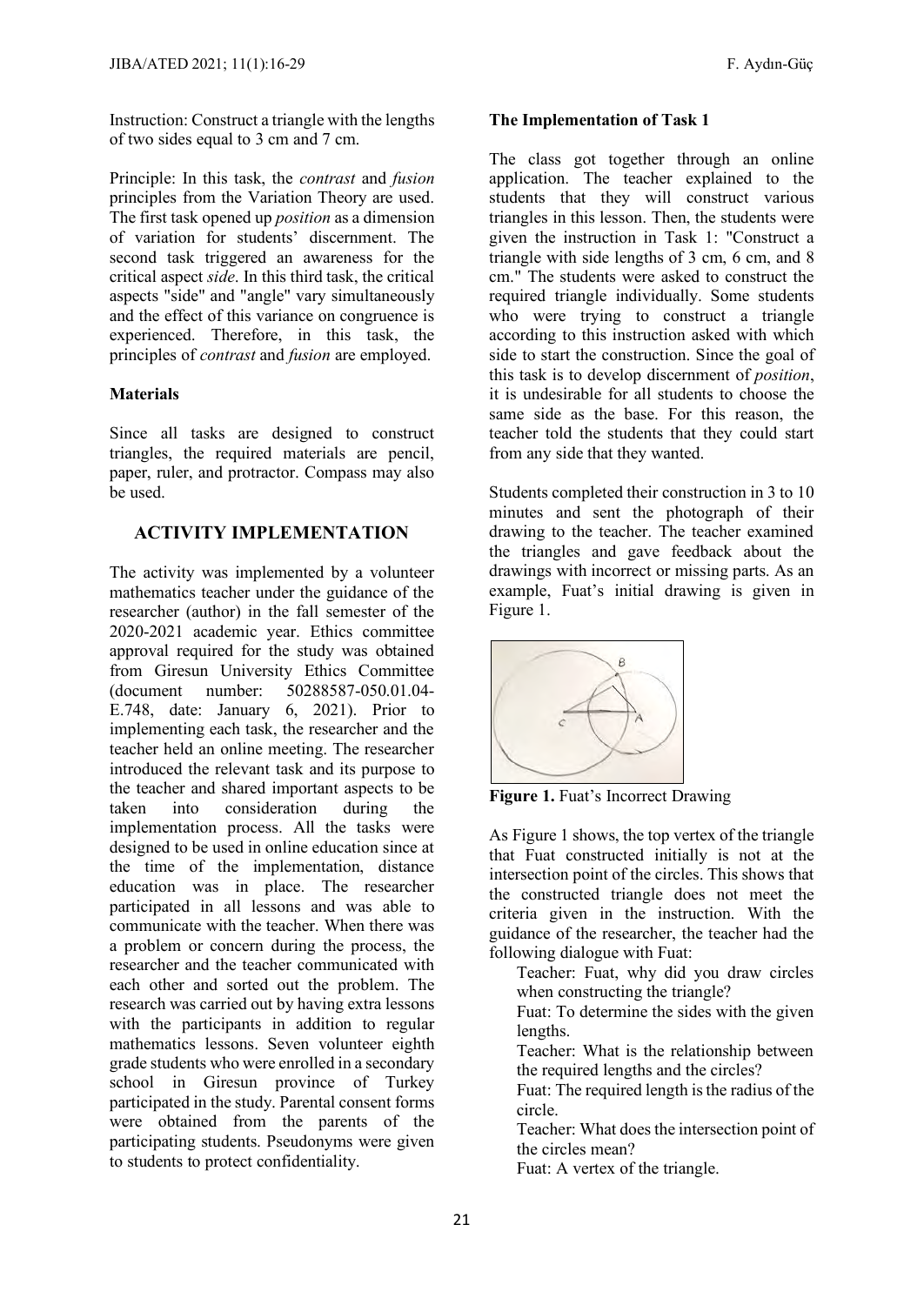Instruction: Construct a triangle with the lengths of two sides equal to 3 cm and 7 cm.

Principle: In this task, the *contrast* and *fusion* principles from the Variation Theory are used. The first task opened up *position* as a dimension of variation for students' discernment. The second task triggered an awareness for the critical aspect *side*. In this third task, the critical aspects "side" and "angle" vary simultaneously and the effect of this variance on congruence is experienced. Therefore, in this task, the principles of *contrast* and *fusion* are employed.

**Materials**

Since all tasks are designed to construct triangles, the required materials are pencil, paper, ruler, and protractor. Compass may also be used.

## ACTIVITY IMPLEMENTATION

The activity was implemented by a volunteer mathematics teacher under the guidance of the researcher (author) in the fall semester of the 2020-2021 academic year. Ethics committee approval required for the study was obtained from Giresun University Ethics Committee (document number: 50288587-050.01.04-E.748, date: January 6, 2021). Prior to implementing each task, the researcher and the teacher held an online meeting. The researcher introduced the relevant task and its purpose to the teacher and shared important aspects to be taken into consideration during the implementation process. All the tasks were designed to be used in online education since at the time of the implementation, distance education was in place. The researcher participated in all lessons and was able to communicate with the teacher. When there was a problem or concern during the process, the researcher and the teacher communicated with each other and sorted out the problem. The research was carried out by having extra lessons with the participants in addition to regular mathematics lessons. Seven volunteer eighth grade students who were enrolled in a secondary school in Giresun province of Turkey participated in the study. Parental consent forms were obtained from the parents of the participating students. Pseudonyms were given to students to protect confidentiality.

**The Implementation of Task 1**

The class got together through an online application. The teacher explained to the students that they will construct various triangles in this lesson. Then, the students were given the instruction in Task 1: "Construct a triangle with side lengths of 3 cm, 6 cm, and 8 cm." The students were asked to construct the required triangle individually. Some students who were trying to construct a triangle according to this instruction asked with which side to start the construction. Since the goal of this task is to develop discernment of *position*, it is undesirable for all students to choose the same side as the base. For this reason, the teacher told the students that they could start from any side that they wanted.

Students completed their construction in 3 to 10 minutes and sent the photograph of their drawing to the teacher. The teacher examined the triangles and gave feedback about the drawings with incorrect or missing parts. As an example, Fuat's initial drawing is given in Figure 1.

**Figure 1.** Fuat's Incorrect Drawing

As Figure 1 shows, the top vertex of the triangle that Fuat constructed initially is not at the intersection point of the circles. This shows that the constructed triangle does not meet the criteria given in the instruction. With the guidance of the researcher, the teacher had the following dialogue with Fuat:

> Teacher: Fuat, why did you draw circles when constructing the triangle?
>
> Fuat: To determine the sides with the given lengths.
>
> Teacher: What is the relationship between the required lengths and the circles?
>
> Fuat: The required length is the radius of the circle.
>
> Teacher: What does the intersection point of the circles mean?
>
> Fuat: A vertex of the triangle.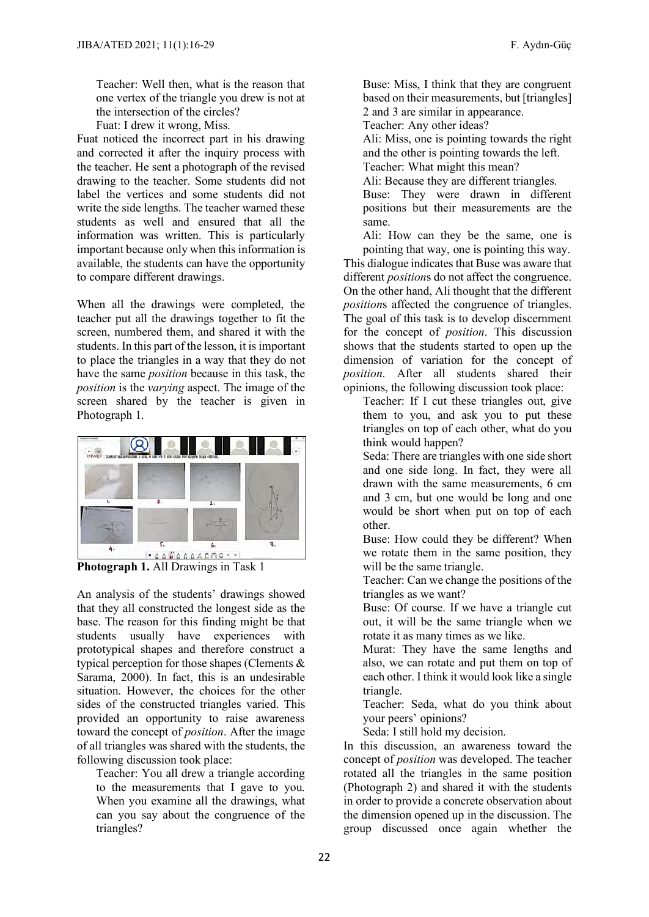Teacher: Well then, what is the reason that one vertex of the triangle you drew is not at the intersection of the circles?

Fuat: I drew it wrong, Miss.

Fuat noticed the incorrect part in his drawing and corrected it after the inquiry process with the teacher. He sent a photograph of the revised drawing to the teacher. Some students did not label the vertices and some students did not write the side lengths. The teacher warned these students as well and ensured that all the information was written. This is particularly important because only when this information is available, the students can have the opportunity to compare different drawings.

When all the drawings were completed, the teacher put all the drawings together to fit the screen, numbered them, and shared it with the students. In this part of the lesson, it is important to place the triangles in a way that they do not have the same *position* because in this task, the *position* is the *varying* aspect. The image of the screen shared by the teacher is given in Photograph 1.

**Photograph 1.** All Drawings in Task 1

An analysis of the students' drawings showed that they all constructed the longest side as the base. The reason for this finding might be that students usually have experiences with prototypical shapes and therefore construct a typical perception for those shapes (Clements & Sarama, 2000). In fact, this is an undesirable situation. However, the choices for the other sides of the constructed triangles varied. This provided an opportunity to raise awareness toward the concept of *position*. After the image of all triangles was shared with the students, the following discussion took place:

Teacher: You all drew a triangle according to the measurements that I gave to you. When you examine all the drawings, what can you say about the congruence of the triangles?

Buse: Miss, I think that they are congruent based on their measurements, but [triangles] 2 and 3 are similar in appearance.

Teacher: Any other ideas?

Ali: Miss, one is pointing towards the right and the other is pointing towards the left.

Teacher: What might this mean?

Ali: Because they are different triangles.

Buse: They were drawn in different positions but their measurements are the same.

Ali: How can they be the same, one is pointing that way, one is pointing this way.

This dialogue indicates that Buse was aware that different *position*s do not affect the congruence. On the other hand, Ali thought that the different *position*s affected the congruence of triangles. The goal of this task is to develop discernment for the concept of *position*. This discussion shows that the students started to open up the dimension of variation for the concept of *position*. After all students shared their opinions, the following discussion took place:

Teacher: If I cut these triangles out, give them to you, and ask you to put these triangles on top of each other, what do you think would happen?

Seda: There are triangles with one side short and one side long. In fact, they were all drawn with the same measurements, 6 cm and 3 cm, but one would be long and one would be short when put on top of each other.

Buse: How could they be different? When we rotate them in the same position, they will be the same triangle.

Teacher: Can we change the positions of the triangles as we want?

Buse: Of course. If we have a triangle cut out, it will be the same triangle when we rotate it as many times as we like.

Murat: They have the same lengths and also, we can rotate and put them on top of each other. I think it would look like a single triangle.

Teacher: Seda, what do you think about your peers' opinions?

Seda: I still hold my decision.

In this discussion, an awareness toward the concept of *position* was developed. The teacher rotated all the triangles in the same position (Photograph 2) and shared it with the students in order to provide a concrete observation about the dimension opened up in the discussion. The group discussed once again whether the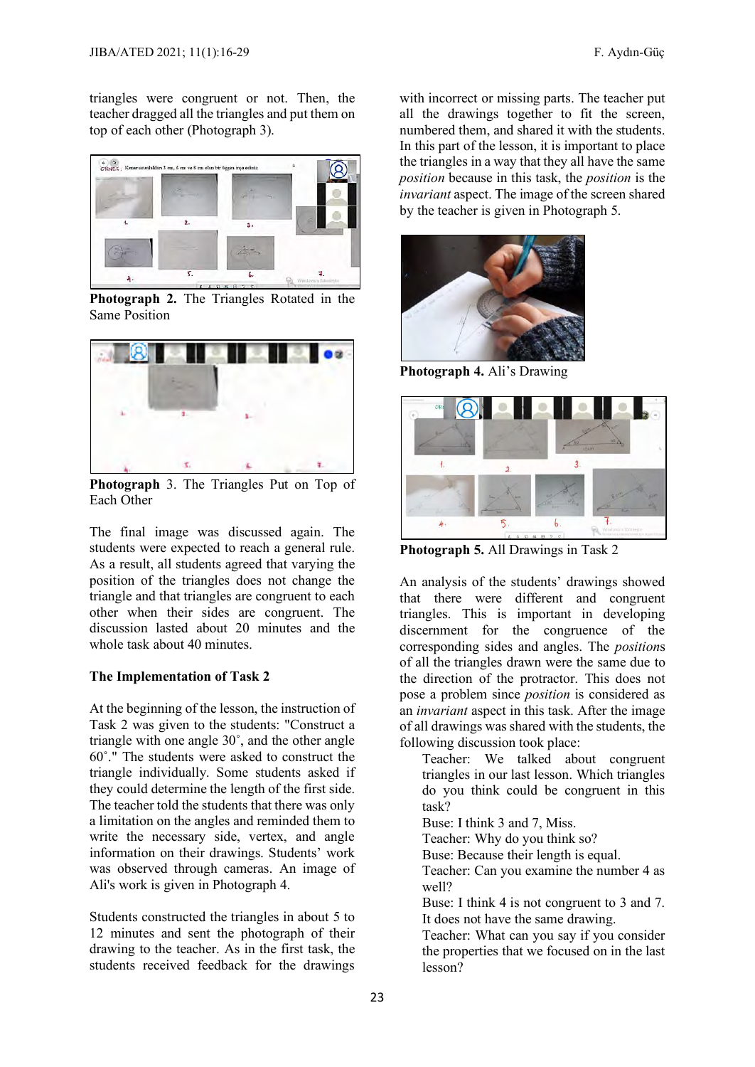triangles were congruent or not. Then, the teacher dragged all the triangles and put them on top of each other (Photograph 3).

**Photograph 2.** The Triangles Rotated in the Same Position

**Photograph** 3. The Triangles Put on Top of Each Other

The final image was discussed again. The students were expected to reach a general rule. As a result, all students agreed that varying the position of the triangles does not change the triangle and that triangles are congruent to each other when their sides are congruent. The discussion lasted about 20 minutes and the whole task about 40 minutes.

### The Implementation of Task 2

At the beginning of the lesson, the instruction of Task 2 was given to the students: "Construct a triangle with one angle 30˚, and the other angle 60˚." The students were asked to construct the triangle individually. Some students asked if they could determine the length of the first side. The teacher told the students that there was only a limitation on the angles and reminded them to write the necessary side, vertex, and angle information on their drawings. Students' work was observed through cameras. An image of Ali's work is given in Photograph 4.

Students constructed the triangles in about 5 to 12 minutes and sent the photograph of their drawing to the teacher. As in the first task, the students received feedback for the drawings with incorrect or missing parts. The teacher put all the drawings together to fit the screen, numbered them, and shared it with the students. In this part of the lesson, it is important to place the triangles in a way that they all have the same *position* because in this task, the *position* is the *invariant* aspect. The image of the screen shared by the teacher is given in Photograph 5.

**Photograph 4.** Ali's Drawing

**Photograph 5.** All Drawings in Task 2

An analysis of the students' drawings showed that there were different and congruent triangles. This is important in developing discernment for the congruence of the corresponding sides and angles. The *position*s of all the triangles drawn were the same due to the direction of the protractor. This does not pose a problem since *position* is considered as an *invariant* aspect in this task. After the image of all drawings was shared with the students, the following discussion took place:

> Teacher: We talked about congruent triangles in our last lesson. Which triangles do you think could be congruent in this task?
>
> Buse: I think 3 and 7, Miss.
>
> Teacher: Why do you think so?
>
> Buse: Because their length is equal.
>
> Teacher: Can you examine the number 4 as well?
>
> Buse: I think 4 is not congruent to 3 and 7. It does not have the same drawing.
>
> Teacher: What can you say if you consider the properties that we focused on in the last lesson?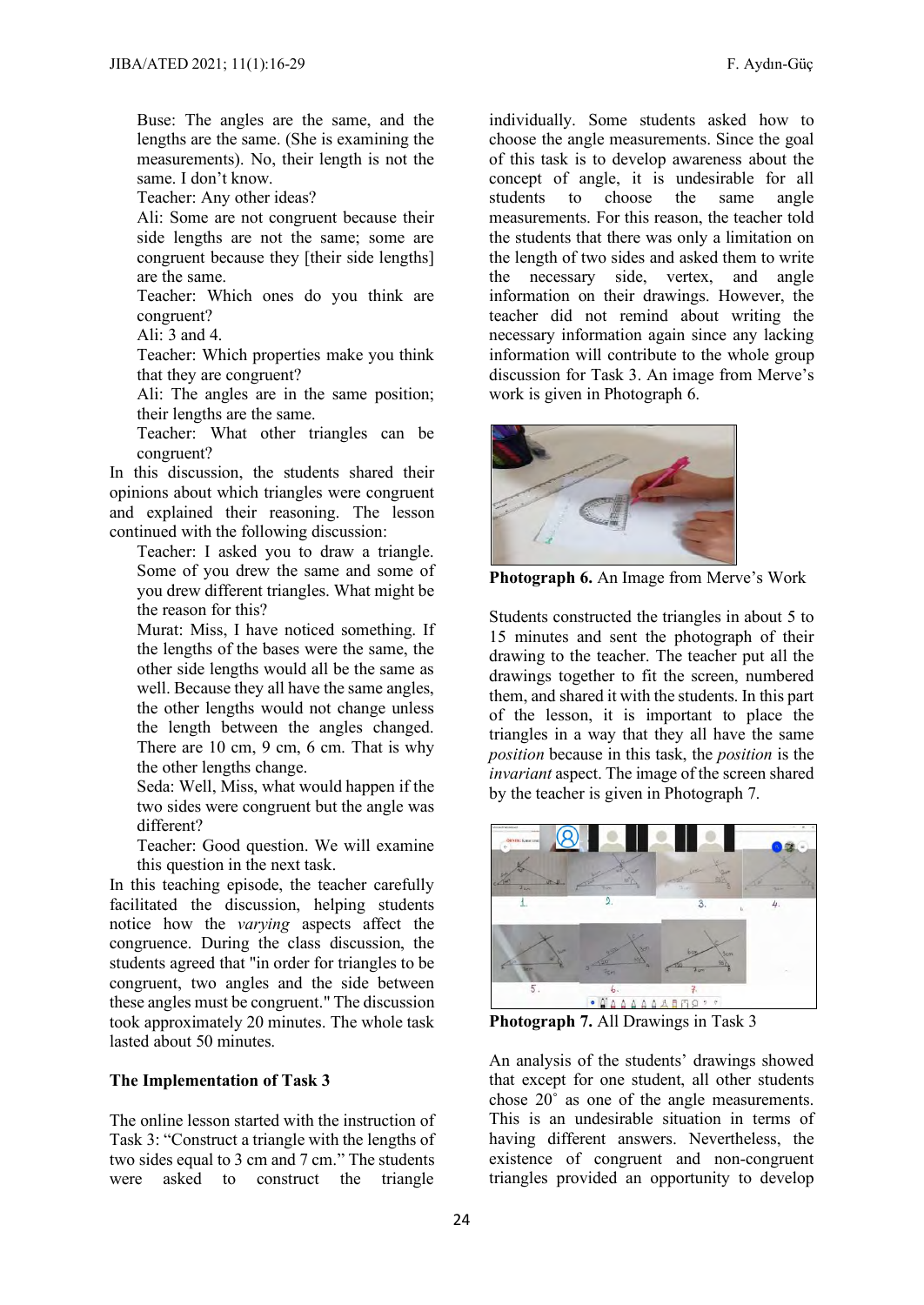Buse: The angles are the same, and the lengths are the same. (She is examining the measurements). No, their length is not the same. I don't know.

Teacher: Any other ideas?

Ali: Some are not congruent because their side lengths are not the same; some are congruent because they [their side lengths] are the same.

Teacher: Which ones do you think are congruent?

Ali: 3 and 4.

Teacher: Which properties make you think that they are congruent?

Ali: The angles are in the same position; their lengths are the same.

Teacher: What other triangles can be congruent?

In this discussion, the students shared their opinions about which triangles were congruent and explained their reasoning. The lesson continued with the following discussion:

Teacher: I asked you to draw a triangle. Some of you drew the same and some of you drew different triangles. What might be the reason for this?

Murat: Miss, I have noticed something. If the lengths of the bases were the same, the other side lengths would all be the same as well. Because they all have the same angles, the other lengths would not change unless the length between the angles changed. There are 10 cm, 9 cm, 6 cm. That is why the other lengths change.

Seda: Well, Miss, what would happen if the two sides were congruent but the angle was different?

Teacher: Good question. We will examine this question in the next task.

In this teaching episode, the teacher carefully facilitated the discussion, helping students notice how the *varying* aspects affect the congruence. During the class discussion, the students agreed that "in order for triangles to be congruent, two angles and the side between these angles must be congruent." The discussion took approximately 20 minutes. The whole task lasted about 50 minutes.

### The Implementation of Task 3

The online lesson started with the instruction of Task 3: "Construct a triangle with the lengths of two sides equal to 3 cm and 7 cm." The students were asked to construct the triangle individually. Some students asked how to choose the angle measurements. Since the goal of this task is to develop awareness about the concept of angle, it is undesirable for all students to choose the same angle measurements. For this reason, the teacher told the students that there was only a limitation on the length of two sides and asked them to write the necessary side, vertex, and angle information on their drawings. However, the teacher did not remind about writing the necessary information again since any lacking information will contribute to the whole group discussion for Task 3. An image from Merve's work is given in Photograph 6.

**Photograph 6.** An Image from Merve's Work

Students constructed the triangles in about 5 to 15 minutes and sent the photograph of their drawing to the teacher. The teacher put all the drawings together to fit the screen, numbered them, and shared it with the students. In this part of the lesson, it is important to place the triangles in a way that they all have the same *position* because in this task, the *position* is the *invariant* aspect. The image of the screen shared by the teacher is given in Photograph 7.

**Photograph 7.** All Drawings in Task 3

An analysis of the students' drawings showed that except for one student, all other students chose 20° as one of the angle measurements. This is an undesirable situation in terms of having different answers. Nevertheless, the existence of congruent and non-congruent triangles provided an opportunity to develop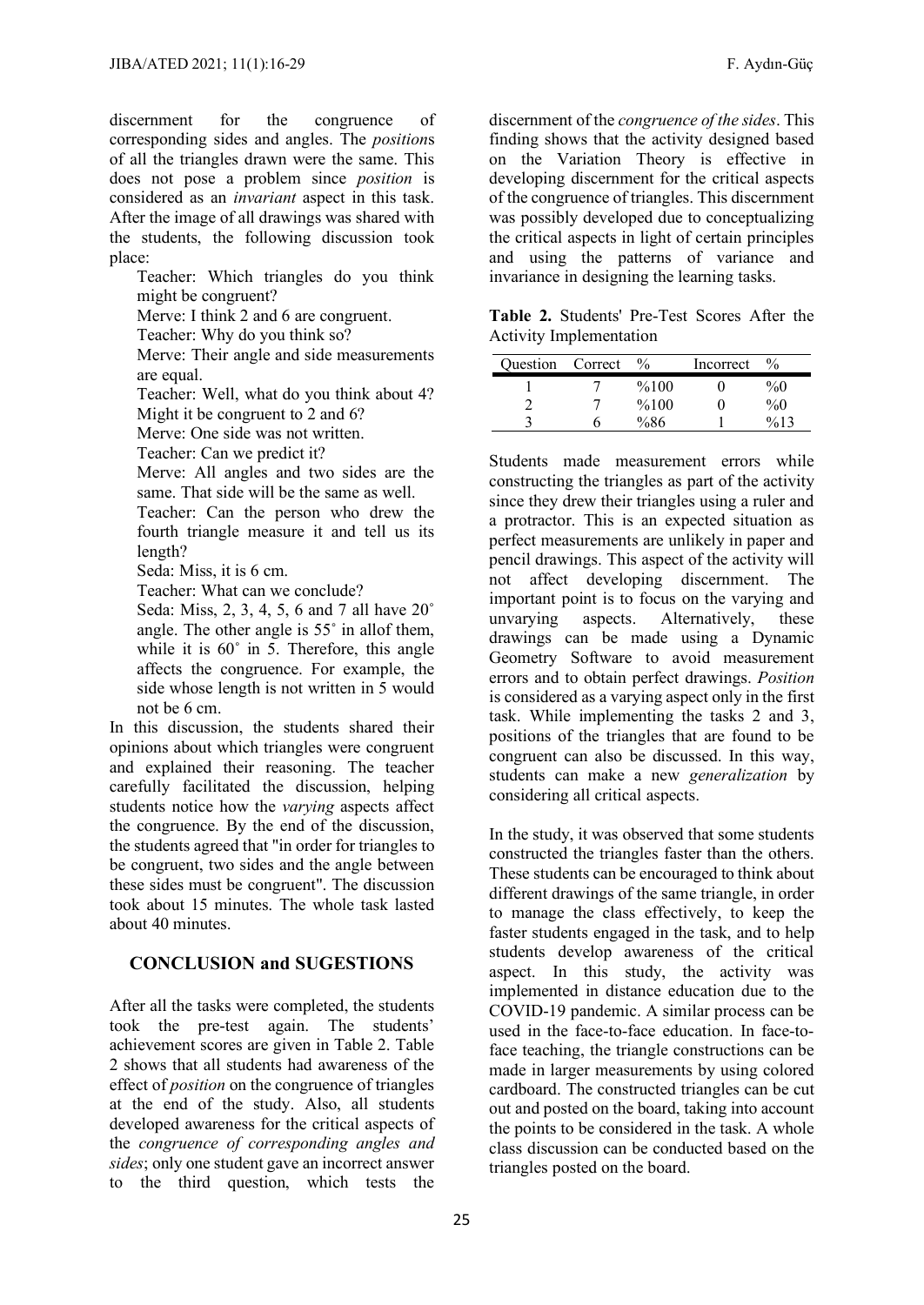discernment for the congruence of corresponding sides and angles. The *position*s of all the triangles drawn were the same. This does not pose a problem since *position* is considered as an *invariant* aspect in this task. After the image of all drawings was shared with the students, the following discussion took place:

> Teacher: Which triangles do you think might be congruent?
> Merve: I think 2 and 6 are congruent.
> Teacher: Why do you think so?
> Merve: Their angle and side measurements are equal.
> Teacher: Well, what do you think about 4? Might it be congruent to 2 and 6?
> Merve: One side was not written.
> Teacher: Can we predict it?
> Merve: All angles and two sides are the same. That side will be the same as well.
> Teacher: Can the person who drew the fourth triangle measure it and tell us its length?
> Seda: Miss, it is 6 cm.
> Teacher: What can we conclude?
> Seda: Miss, 2, 3, 4, 5, 6 and 7 all have 20˚ angle. The other angle is 55˚ in allof them, while it is 60˚ in 5. Therefore, this angle affects the congruence. For example, the side whose length is not written in 5 would not be 6 cm.

In this discussion, the students shared their opinions about which triangles were congruent and explained their reasoning. The teacher carefully facilitated the discussion, helping students notice how the *varying* aspects affect the congruence. By the end of the discussion, the students agreed that "in order for triangles to be congruent, two sides and the angle between these sides must be congruent". The discussion took about 15 minutes. The whole task lasted about 40 minutes.

## CONCLUSION and SUGESTIONS

After all the tasks were completed, the students took the pre-test again. The students' achievement scores are given in Table 2. Table 2 shows that all students had awareness of the effect of *position* on the congruence of triangles at the end of the study. Also, all students developed awareness for the critical aspects of the *congruence of corresponding angles and sides*; only one student gave an incorrect answer to the third question, which tests the discernment of the *congruence of the sides*. This finding shows that the activity designed based on the Variation Theory is effective in developing discernment for the critical aspects of the congruence of triangles. This discernment was possibly developed due to conceptualizing the critical aspects in light of certain principles and using the patterns of variance and invariance in designing the learning tasks.

**Table 2.** Students' Pre-Test Scores After the Activity Implementation

| Question | Correct | % | Incorrect | % |
|---|---|---|---|---|
| 1 | 7 | %100 | 0 | %0 |
| 2 | 7 | %100 | 0 | %0 |
| 3 | 6 | %86 | 1 | %13 |

Students made measurement errors while constructing the triangles as part of the activity since they drew their triangles using a ruler and a protractor. This is an expected situation as perfect measurements are unlikely in paper and pencil drawings. This aspect of the activity will not affect developing discernment. The important point is to focus on the varying and unvarying aspects. Alternatively, these drawings can be made using a Dynamic Geometry Software to avoid measurement errors and to obtain perfect drawings. *Position* is considered as a varying aspect only in the first task. While implementing the tasks 2 and 3, positions of the triangles that are found to be congruent can also be discussed. In this way, students can make a new *generalization* by considering all critical aspects.

In the study, it was observed that some students constructed the triangles faster than the others. These students can be encouraged to think about different drawings of the same triangle, in order to manage the class effectively, to keep the faster students engaged in the task, and to help students develop awareness of the critical aspect. In this study, the activity was implemented in distance education due to the COVID-19 pandemic. A similar process can be used in the face-to-face education. In face-to-face teaching, the triangle constructions can be made in larger measurements by using colored cardboard. The constructed triangles can be cut out and posted on the board, taking into account the points to be considered in the task. A whole class discussion can be conducted based on the triangles posted on the board.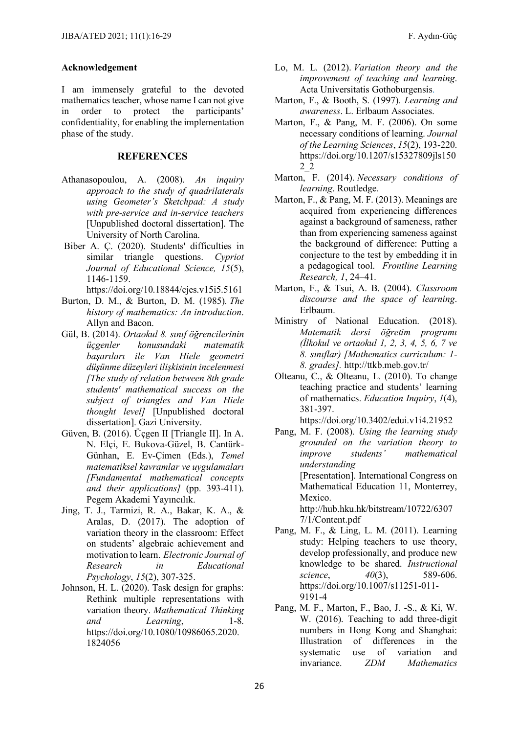## Acknowledgement

I am immensely grateful to the devoted mathematics teacher, whose name I can not give in order to protect the participants' confidentiality, for enabling the implementation phase of the study.

## REFERENCES

Athanasopoulou, A. (2008). *An inquiry approach to the study of quadrilaterals using Geometer's Sketchpad: A study with pre-service and in-service teachers* [Unpublished doctoral dissertation]. The University of North Carolina.

Biber A. Ç. (2020). Students' difficulties in similar triangle questions. *Cypriot Journal of Educational Science, 15*(5), 1146-1159. https://doi.org/10.18844/cjes.v15i5.5161

Burton, D. M., & Burton, D. M. (1985). *The history of mathematics: An introduction*. Allyn and Bacon.

Gül, B. (2014). *Ortaokul 8. sınıf öğrencilerinin üçgenler konusundaki matematik başarıları ile Van Hiele geometri düşünme düzeyleri ilişkisinin incelenmesi [The study of relation between 8th grade students' mathematical success on the subject of triangles and Van Hiele thought level]* [Unpublished doctoral dissertation]. Gazi University.

Güven, B. (2016). Üçgen II [Triangle II]. In A. N. Elçi, E. Bukova-Güzel, B. Cantürk-Günhan, E. Ev-Çimen (Eds.), *Temel matematiksel kavramlar ve uygulamaları [Fundamental mathematical concepts and their applications]* (pp. 393-411). Pegem Akademi Yayıncılık.

Jing, T. J., Tarmizi, R. A., Bakar, K. A., & Aralas, D. (2017). The adoption of variation theory in the classroom: Effect on students' algebraic achievement and motivation to learn. *Electronic Journal of Research in Educational Psychology*, *15*(2), 307-325.

Johnson, H. L. (2020). Task design for graphs: Rethink multiple representations with variation theory. *Mathematical Thinking and Learning*, 1-8. https://doi.org/10.1080/10986065.2020.1824056

Lo, M. L. (2012). *Variation theory and the improvement of teaching and learning*. Acta Universitatis Gothoburgensis.

Marton, F., & Booth, S. (1997). *Learning and awareness*. L. Erlbaum Associates.

Marton, F., & Pang, M. F. (2006). On some necessary conditions of learning. *Journal of the Learning Sciences*, *15*(2), 193-220. https://doi.org/10.1207/s15327809jls1502_2

Marton, F. (2014). *Necessary conditions of learning*. Routledge.

Marton, F., & Pang, M. F. (2013). Meanings are acquired from experiencing differences against a background of sameness, rather than from experiencing sameness against the background of difference: Putting a conjecture to the test by embedding it in a pedagogical tool. *Frontline Learning Research, 1*, 24–41.

Marton, F., & Tsui, A. B. (2004). *Classroom discourse and the space of learning*. Erlbaum.

Ministry of National Education. (2018). *Matematik dersi öğretim programı (İlkokul ve ortaokul 1, 2, 3, 4, 5, 6, 7 ve 8. sınıflar) [Mathematics curriculum: 1-8. grades].* http://ttkb.meb.gov.tr/

Olteanu, C., & Olteanu, L. (2010). To change teaching practice and students' learning of mathematics. *Education Inquiry*, *1*(4), 381-397. https://doi.org/10.3402/edui.v1i4.21952

Pang, M. F. (2008). *Using the learning study grounded on the variation theory to improve students' mathematical understanding* [Presentation]. International Congress on Mathematical Education 11, Monterrey, Mexico. http://hub.hku.hk/bitstream/10722/63077/1/Content.pdf

Pang, M. F., & Ling, L. M. (2011). Learning study: Helping teachers to use theory, develop professionally, and produce new knowledge to be shared. *Instructional science*, *40*(3), 589-606. https://doi.org/10.1007/s11251-011-9191-4

Pang, M. F., Marton, F., Bao, J. -S., & Ki, W. W. (2016). Teaching to add three-digit numbers in Hong Kong and Shanghai: Illustration of differences in the systematic use of variation and invariance. *ZDM Mathematics*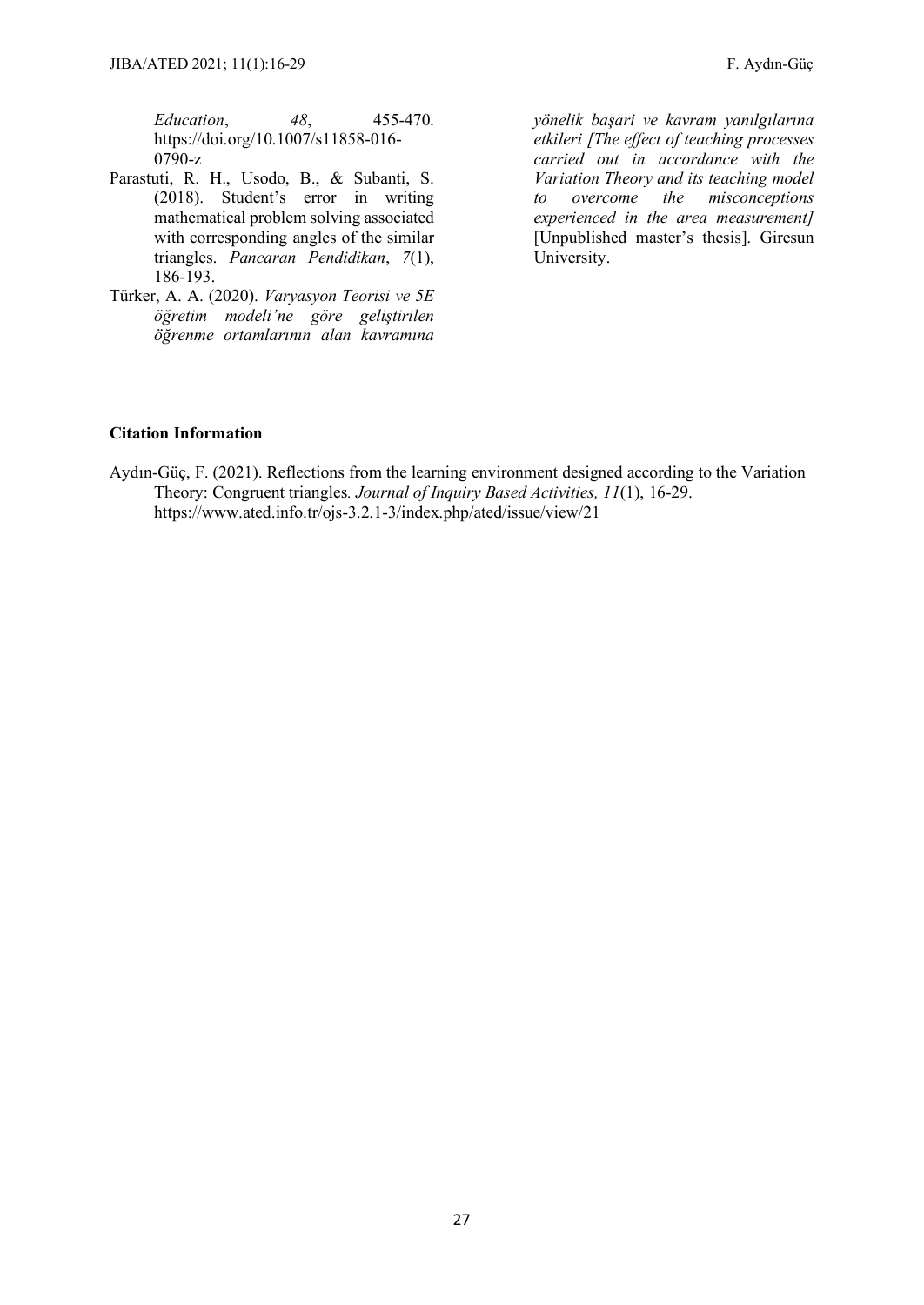*Education*, *48*, 455-470. https://doi.org/10.1007/s11858-016-0790-z

Parastuti, R. H., Usodo, B., & Subanti, S. (2018). Student's error in writing mathematical problem solving associated with corresponding angles of the similar triangles. *Pancaran Pendidikan*, *7*(1), 186-193.

Türker, A. A. (2020). *Varyasyon Teorisi ve 5E öğretim modeli'ne göre geliştirilen öğrenme ortamlarının alan kavramına yönelik başari ve kavram yanılgılarına etkileri [The effect of teaching processes carried out in accordance with the Variation Theory and its teaching model to overcome the misconceptions experienced in the area measurement]* [Unpublished master's thesis]. Giresun University.

**Citation Information**

Aydın-Güç, F. (2021). Reflections from the learning environment designed according to the Variation Theory: Congruent triangles*. Journal of Inquiry Based Activities, 11*(1), 16-29. https://www.ated.info.tr/ojs-3.2.1-3/index.php/ated/issue/view/21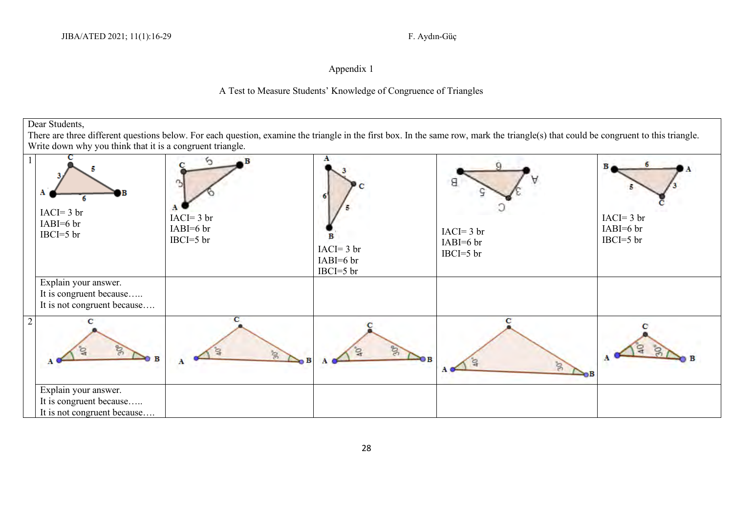Appendix 1

A Test to Measure Students' Knowledge of Congruence of Triangles

Dear Students,
There are three different questions below. For each question, examine the triangle in the first box. In the same row, mark the triangle(s) that could be congruent to this triangle. Write down why you think that it is a congruent triangle.

| | | | | | |
|---|---|---|---|---|---|
| 1 | IACI= 3 br<br>IABI=6 br<br>IBCI=5 br | IACI= 3 br<br>IABI=6 br<br>IBCI=5 br | IACI= 3 br<br>IABI=6 br<br>IBCI=5 br | IACI= 3 br<br>IABI=6 br<br>IBCI=5 br | IACI= 3 br<br>IABI=6 br<br>IBCI=5 br |
| | Explain your answer.<br>It is congruent because…..<br>It is not congruent because…. | | | | |
| 2 | | | | | |
| | Explain your answer.<br>It is congruent because…..<br>It is not congruent because…. | | | | |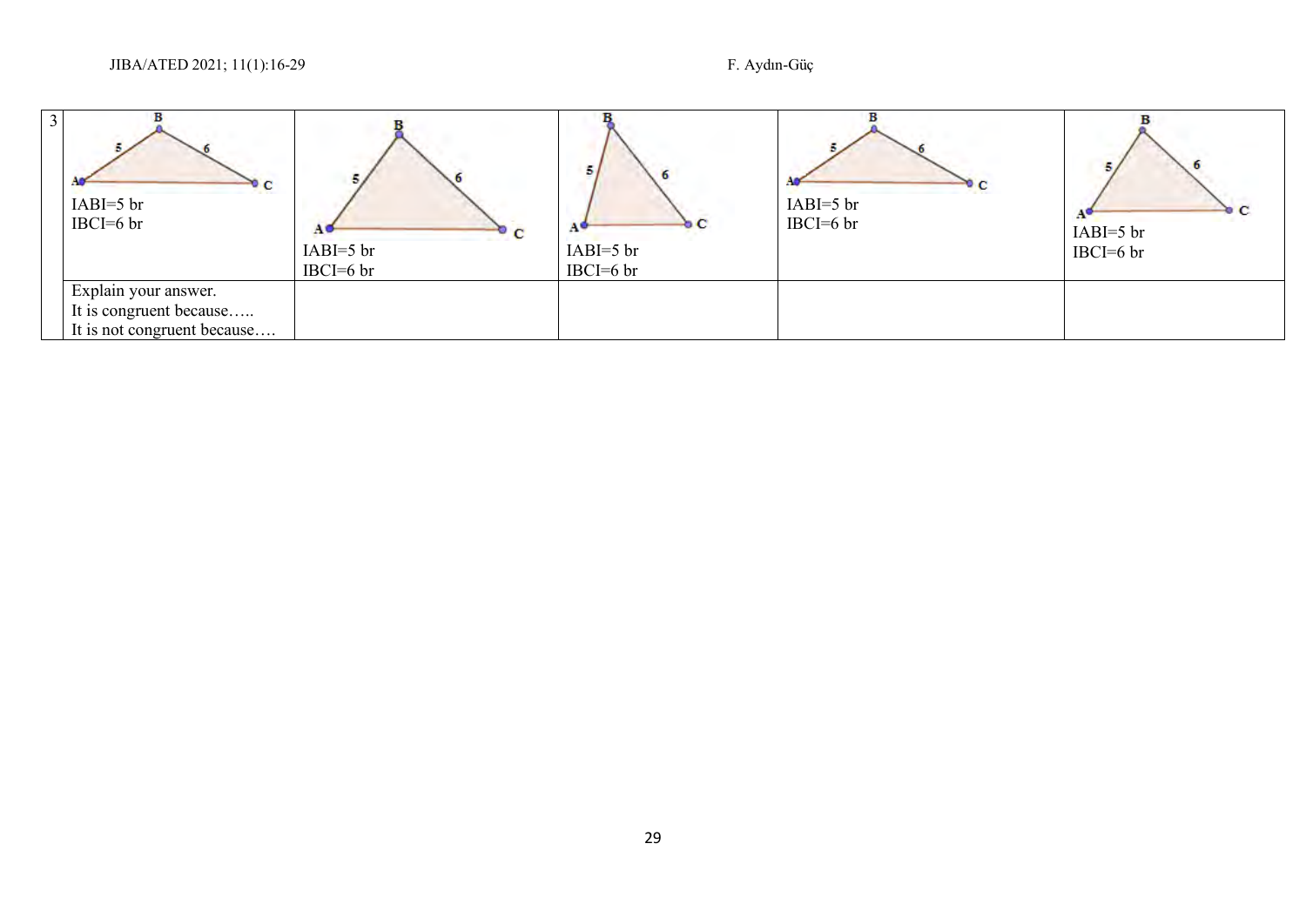| 3 | | | | | |
|---|---|---|---|---|---|
| | B, A, C, 5, 6<br>IABI=5 br<br>IBCI=6 br | B, A, C, 5, 6<br>IABI=5 br<br>IBCI=6 br | B, A, C, 5, 6<br>IABI=5 br<br>IBCI=6 br | B, A, C, 5, 6<br>IABI=5 br<br>IBCI=6 br | B, A, C, 5, 6<br>IABI=5 br<br>IBCI=6 br |
| | Explain your answer.<br>It is congruent because…..<br>It is not congruent because…. | | | | |